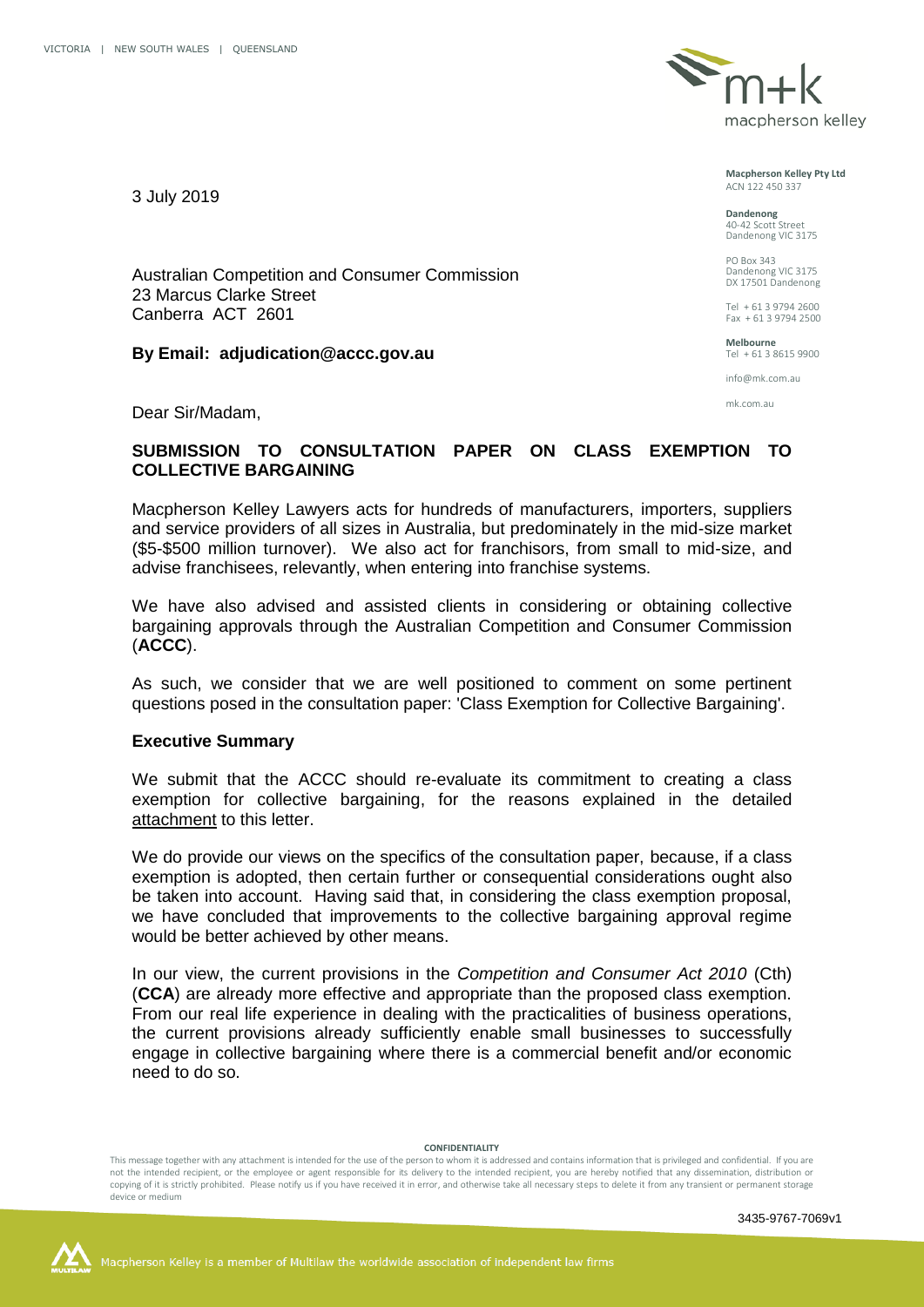VICTORIA | NEW SOUTH WALES | QUEENSLAND

**Macpherson Kelley Pty Ltd**
ACN 122 450 337

**Dandenong**
40-42 Scott Street
Dandenong VIC 3175

PO Box 343
Dandenong VIC 3175
DX 17501 Dandenong

Tel + 61 3 9794 2600
Fax + 61 3 9794 2500

**Melbourne**
Tel + 61 3 8615 9900

info@mk.com.au

mk.com.au

3 July 2019

Australian Competition and Consumer Commission
23 Marcus Clarke Street
Canberra ACT 2601

**By Email: adjudication@accc.gov.au**

Dear Sir/Madam,

**SUBMISSION TO CONSULTATION PAPER ON CLASS EXEMPTION TO COLLECTIVE BARGAINING**

Macpherson Kelley Lawyers acts for hundreds of manufacturers, importers, suppliers and service providers of all sizes in Australia, but predominately in the mid-size market ($5-$500 million turnover). We also act for franchisors, from small to mid-size, and advise franchisees, relevantly, when entering into franchise systems.

We have also advised and assisted clients in considering or obtaining collective bargaining approvals through the Australian Competition and Consumer Commission (**ACCC**).

As such, we consider that we are well positioned to comment on some pertinent questions posed in the consultation paper: 'Class Exemption for Collective Bargaining'.

**Executive Summary**

We submit that the ACCC should re-evaluate its commitment to creating a class exemption for collective bargaining, for the reasons explained in the detailed attachment to this letter.

We do provide our views on the specifics of the consultation paper, because, if a class exemption is adopted, then certain further or consequential considerations ought also be taken into account. Having said that, in considering the class exemption proposal, we have concluded that improvements to the collective bargaining approval regime would be better achieved by other means.

In our view, the current provisions in the *Competition and Consumer Act 2010* (Cth) (**CCA**) are already more effective and appropriate than the proposed class exemption. From our real life experience in dealing with the practicalities of business operations, the current provisions already sufficiently enable small businesses to successfully engage in collective bargaining where there is a commercial benefit and/or economic need to do so.

**CONFIDENTIALITY**

This message together with any attachment is intended for the use of the person to whom it is addressed and contains information that is privileged and confidential. If you are not the intended recipient, or the employee or agent responsible for its delivery to the intended recipient, you are hereby notified that any dissemination, distribution or copying of it is strictly prohibited. Please notify us if you have received it in error, and otherwise take all necessary steps to delete it from any transient or permanent storage device or medium

3435-9767-7069v1

Macpherson Kelley is a member of Multilaw the worldwide association of independent law firms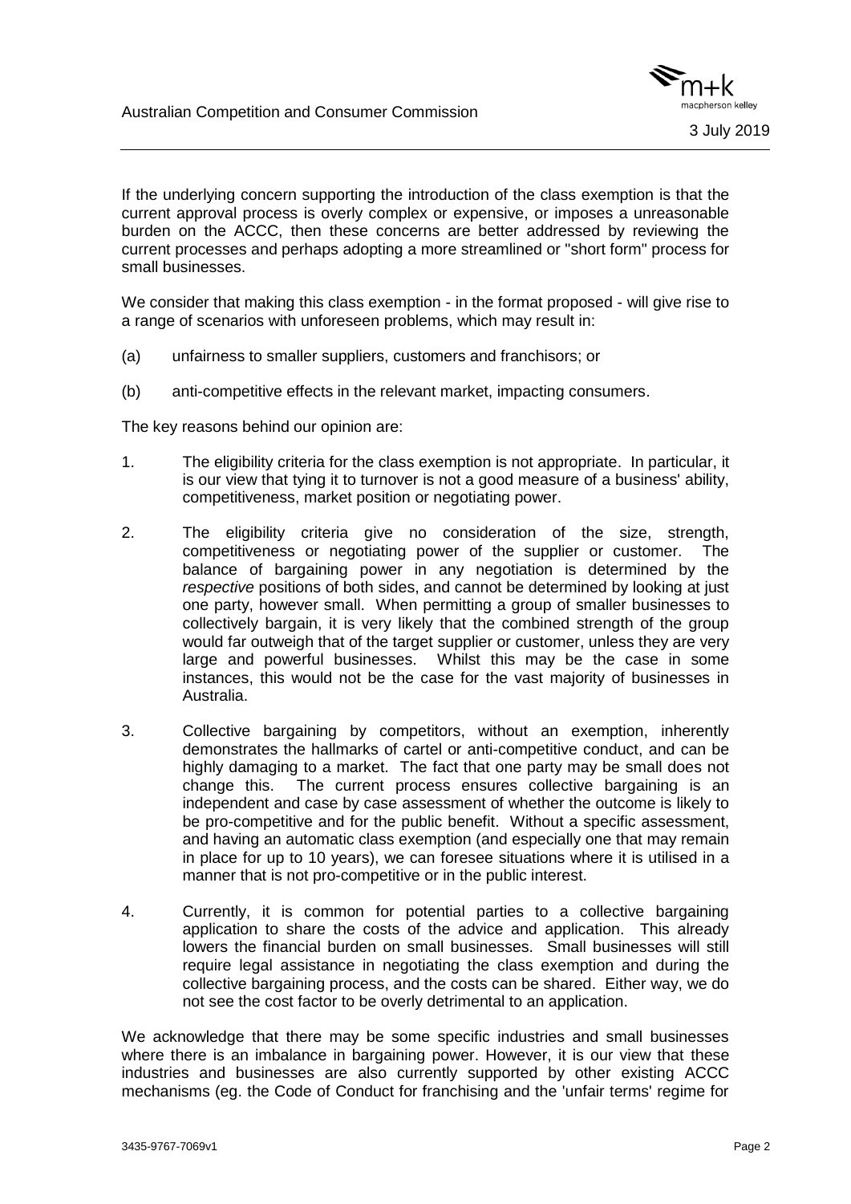If the underlying concern supporting the introduction of the class exemption is that the current approval process is overly complex or expensive, or imposes a unreasonable burden on the ACCC, then these concerns are better addressed by reviewing the current processes and perhaps adopting a more streamlined or "short form" process for small businesses.

We consider that making this class exemption - in the format proposed - will give rise to a range of scenarios with unforeseen problems, which may result in:

(a) unfairness to smaller suppliers, customers and franchisors; or

(b) anti-competitive effects in the relevant market, impacting consumers.

The key reasons behind our opinion are:

1. The eligibility criteria for the class exemption is not appropriate. In particular, it is our view that tying it to turnover is not a good measure of a business' ability, competitiveness, market position or negotiating power.

2. The eligibility criteria give no consideration of the size, strength, competitiveness or negotiating power of the supplier or customer. The balance of bargaining power in any negotiation is determined by the *respective* positions of both sides, and cannot be determined by looking at just one party, however small. When permitting a group of smaller businesses to collectively bargain, it is very likely that the combined strength of the group would far outweigh that of the target supplier or customer, unless they are very large and powerful businesses. Whilst this may be the case in some instances, this would not be the case for the vast majority of businesses in Australia.

3. Collective bargaining by competitors, without an exemption, inherently demonstrates the hallmarks of cartel or anti-competitive conduct, and can be highly damaging to a market. The fact that one party may be small does not change this. The current process ensures collective bargaining is an independent and case by case assessment of whether the outcome is likely to be pro-competitive and for the public benefit. Without a specific assessment, and having an automatic class exemption (and especially one that may remain in place for up to 10 years), we can foresee situations where it is utilised in a manner that is not pro-competitive or in the public interest.

4. Currently, it is common for potential parties to a collective bargaining application to share the costs of the advice and application. This already lowers the financial burden on small businesses. Small businesses will still require legal assistance in negotiating the class exemption and during the collective bargaining process, and the costs can be shared. Either way, we do not see the cost factor to be overly detrimental to an application.

We acknowledge that there may be some specific industries and small businesses where there is an imbalance in bargaining power. However, it is our view that these industries and businesses are also currently supported by other existing ACCC mechanisms (eg. the Code of Conduct for franchising and the 'unfair terms' regime for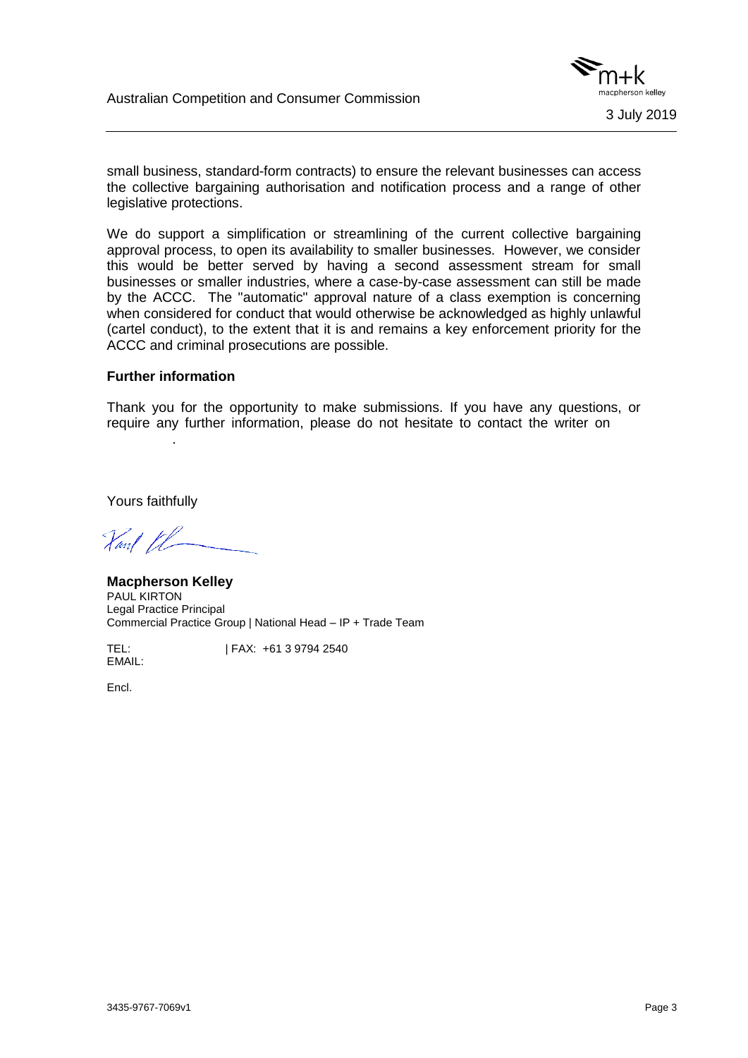small business, standard-form contracts) to ensure the relevant businesses can access the collective bargaining authorisation and notification process and a range of other legislative protections.

We do support a simplification or streamlining of the current collective bargaining approval process, to open its availability to smaller businesses. However, we consider this would be better served by having a second assessment stream for small businesses or smaller industries, where a case-by-case assessment can still be made by the ACCC. The "automatic" approval nature of a class exemption is concerning when considered for conduct that would otherwise be acknowledged as highly unlawful (cartel conduct), to the extent that it is and remains a key enforcement priority for the ACCC and criminal prosecutions are possible.

**Further information**

Thank you for the opportunity to make submissions. If you have any questions, or require any further information, please do not hesitate to contact the writer on .

Yours faithfully

**Macpherson Kelley**
PAUL KIRTON
Legal Practice Principal
Commercial Practice Group | National Head – IP + Trade Team

TEL: | FAX: +61 3 9794 2540
EMAIL:

Encl.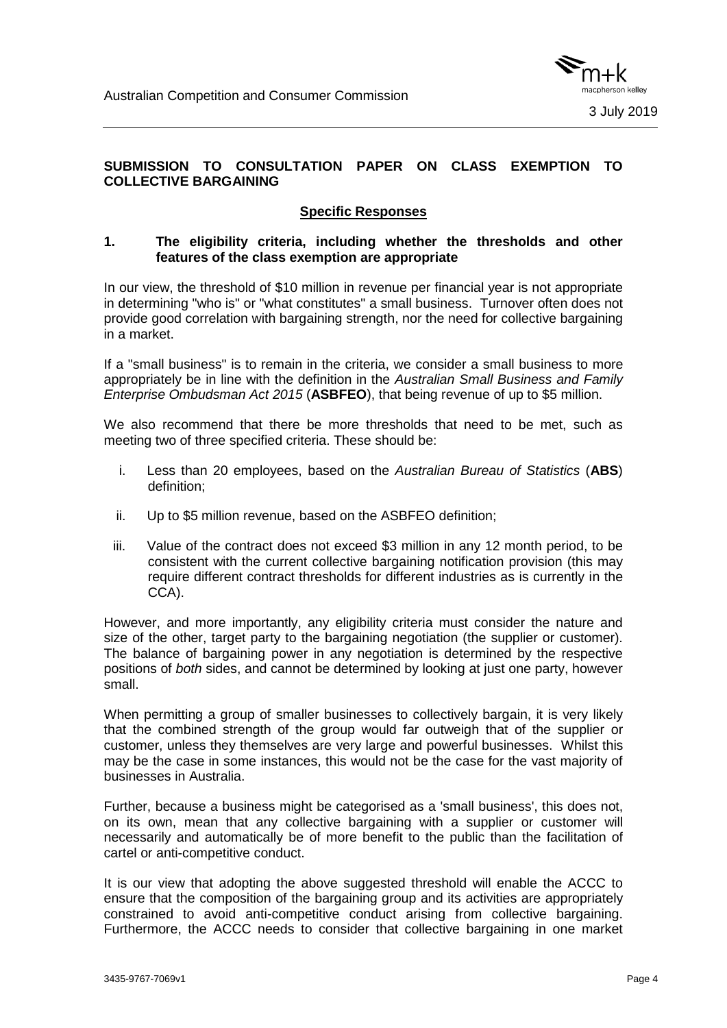## SUBMISSION TO CONSULTATION PAPER ON CLASS EXEMPTION TO COLLECTIVE BARGAINING

### Specific Responses

### 1. The eligibility criteria, including whether the thresholds and other features of the class exemption are appropriate

In our view, the threshold of $10 million in revenue per financial year is not appropriate in determining "who is" or "what constitutes" a small business. Turnover often does not provide good correlation with bargaining strength, nor the need for collective bargaining in a market.

If a "small business" is to remain in the criteria, we consider a small business to more appropriately be in line with the definition in the *Australian Small Business and Family Enterprise Ombudsman Act 2015* (**ASBFEO**), that being revenue of up to $5 million.

We also recommend that there be more thresholds that need to be met, such as meeting two of three specified criteria. These should be:

i. Less than 20 employees, based on the *Australian Bureau of Statistics* (**ABS**) definition;

ii. Up to $5 million revenue, based on the ASBFEO definition;

iii. Value of the contract does not exceed $3 million in any 12 month period, to be consistent with the current collective bargaining notification provision (this may require different contract thresholds for different industries as is currently in the CCA).

However, and more importantly, any eligibility criteria must consider the nature and size of the other, target party to the bargaining negotiation (the supplier or customer). The balance of bargaining power in any negotiation is determined by the respective positions of *both* sides, and cannot be determined by looking at just one party, however small.

When permitting a group of smaller businesses to collectively bargain, it is very likely that the combined strength of the group would far outweigh that of the supplier or customer, unless they themselves are very large and powerful businesses. Whilst this may be the case in some instances, this would not be the case for the vast majority of businesses in Australia.

Further, because a business might be categorised as a 'small business', this does not, on its own, mean that any collective bargaining with a supplier or customer will necessarily and automatically be of more benefit to the public than the facilitation of cartel or anti-competitive conduct.

It is our view that adopting the above suggested threshold will enable the ACCC to ensure that the composition of the bargaining group and its activities are appropriately constrained to avoid anti-competitive conduct arising from collective bargaining. Furthermore, the ACCC needs to consider that collective bargaining in one market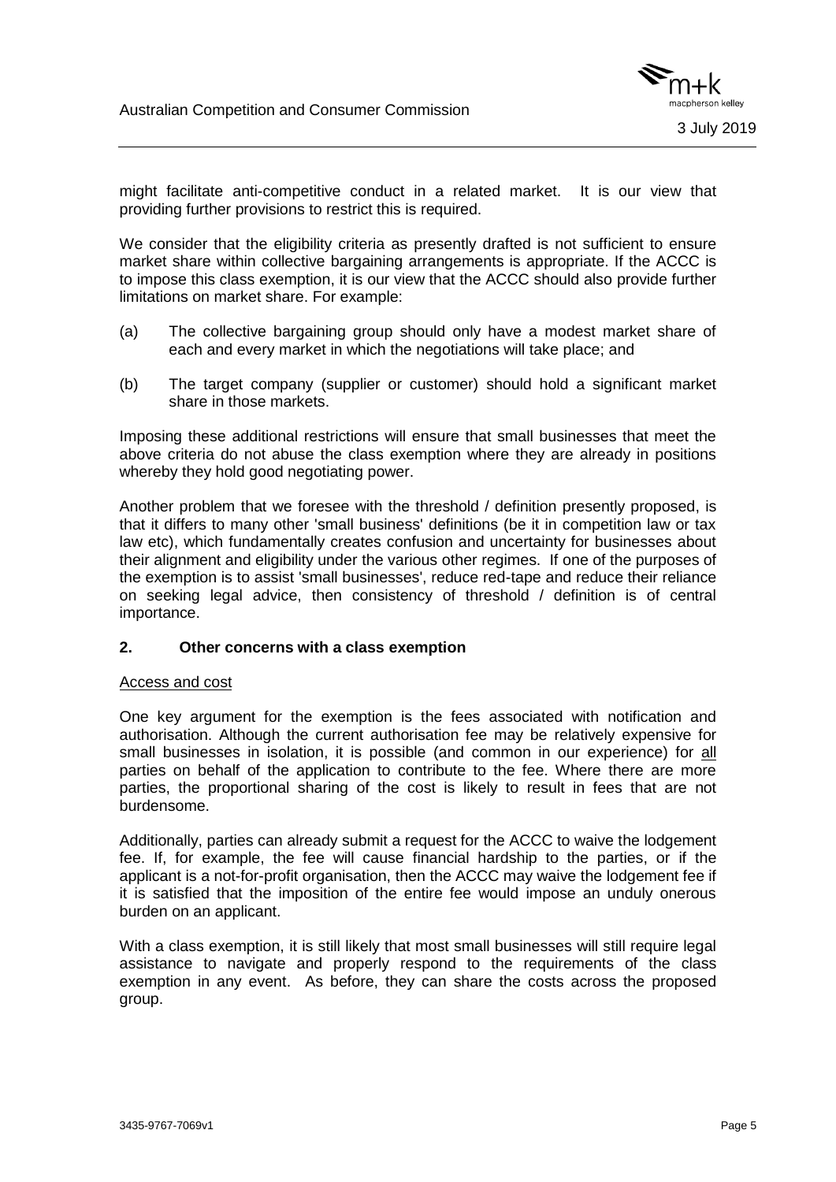might facilitate anti-competitive conduct in a related market. It is our view that providing further provisions to restrict this is required.

We consider that the eligibility criteria as presently drafted is not sufficient to ensure market share within collective bargaining arrangements is appropriate. If the ACCC is to impose this class exemption, it is our view that the ACCC should also provide further limitations on market share. For example:

(a) The collective bargaining group should only have a modest market share of each and every market in which the negotiations will take place; and

(b) The target company (supplier or customer) should hold a significant market share in those markets.

Imposing these additional restrictions will ensure that small businesses that meet the above criteria do not abuse the class exemption where they are already in positions whereby they hold good negotiating power.

Another problem that we foresee with the threshold / definition presently proposed, is that it differs to many other 'small business' definitions (be it in competition law or tax law etc), which fundamentally creates confusion and uncertainty for businesses about their alignment and eligibility under the various other regimes. If one of the purposes of the exemption is to assist 'small businesses', reduce red-tape and reduce their reliance on seeking legal advice, then consistency of threshold / definition is of central importance.

## 2. Other concerns with a class exemption

<u>Access and cost</u>

One key argument for the exemption is the fees associated with notification and authorisation. Although the current authorisation fee may be relatively expensive for small businesses in isolation, it is possible (and common in our experience) for <u>all</u> parties on behalf of the application to contribute to the fee. Where there are more parties, the proportional sharing of the cost is likely to result in fees that are not burdensome.

Additionally, parties can already submit a request for the ACCC to waive the lodgement fee. If, for example, the fee will cause financial hardship to the parties, or if the applicant is a not-for-profit organisation, then the ACCC may waive the lodgement fee if it is satisfied that the imposition of the entire fee would impose an unduly onerous burden on an applicant.

With a class exemption, it is still likely that most small businesses will still require legal assistance to navigate and properly respond to the requirements of the class exemption in any event. As before, they can share the costs across the proposed group.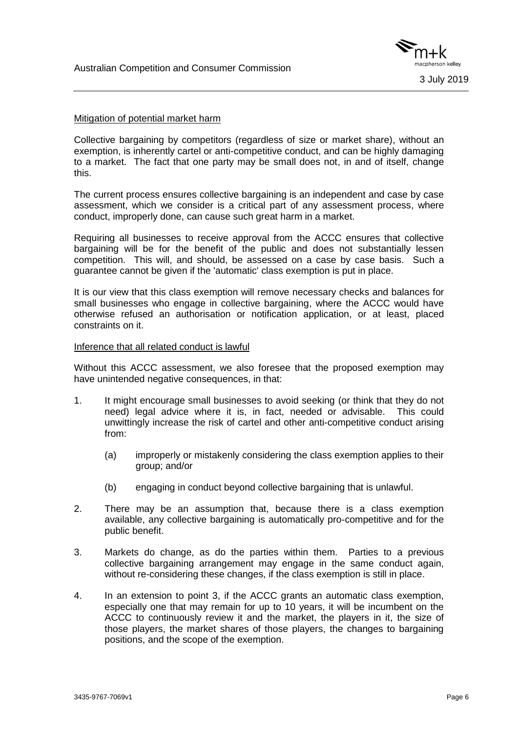Mitigation of potential market harm

Collective bargaining by competitors (regardless of size or market share), without an exemption, is inherently cartel or anti-competitive conduct, and can be highly damaging to a market. The fact that one party may be small does not, in and of itself, change this.

The current process ensures collective bargaining is an independent and case by case assessment, which we consider is a critical part of any assessment process, where conduct, improperly done, can cause such great harm in a market.

Requiring all businesses to receive approval from the ACCC ensures that collective bargaining will be for the benefit of the public and does not substantially lessen competition. This will, and should, be assessed on a case by case basis. Such a guarantee cannot be given if the 'automatic' class exemption is put in place.

It is our view that this class exemption will remove necessary checks and balances for small businesses who engage in collective bargaining, where the ACCC would have otherwise refused an authorisation or notification application, or at least, placed constraints on it.

Inference that all related conduct is lawful

Without this ACCC assessment, we also foresee that the proposed exemption may have unintended negative consequences, in that:

1. It might encourage small businesses to avoid seeking (or think that they do not need) legal advice where it is, in fact, needed or advisable. This could unwittingly increase the risk of cartel and other anti-competitive conduct arising from:

    (a) improperly or mistakenly considering the class exemption applies to their group; and/or

    (b) engaging in conduct beyond collective bargaining that is unlawful.

2. There may be an assumption that, because there is a class exemption available, any collective bargaining is automatically pro-competitive and for the public benefit.

3. Markets do change, as do the parties within them. Parties to a previous collective bargaining arrangement may engage in the same conduct again, without re-considering these changes, if the class exemption is still in place.

4. In an extension to point 3, if the ACCC grants an automatic class exemption, especially one that may remain for up to 10 years, it will be incumbent on the ACCC to continuously review it and the market, the players in it, the size of those players, the market shares of those players, the changes to bargaining positions, and the scope of the exemption.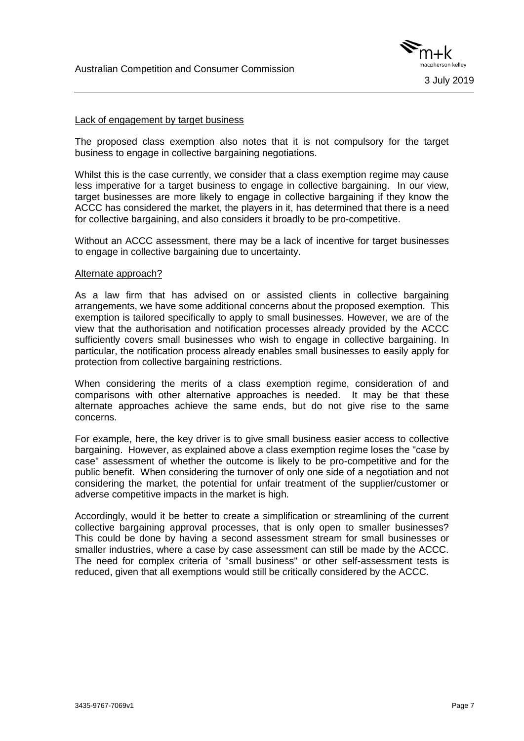Lack of engagement by target business

The proposed class exemption also notes that it is not compulsory for the target business to engage in collective bargaining negotiations.

Whilst this is the case currently, we consider that a class exemption regime may cause less imperative for a target business to engage in collective bargaining. In our view, target businesses are more likely to engage in collective bargaining if they know the ACCC has considered the market, the players in it, has determined that there is a need for collective bargaining, and also considers it broadly to be pro-competitive.

Without an ACCC assessment, there may be a lack of incentive for target businesses to engage in collective bargaining due to uncertainty.

Alternate approach?

As a law firm that has advised on or assisted clients in collective bargaining arrangements, we have some additional concerns about the proposed exemption. This exemption is tailored specifically to apply to small businesses. However, we are of the view that the authorisation and notification processes already provided by the ACCC sufficiently covers small businesses who wish to engage in collective bargaining. In particular, the notification process already enables small businesses to easily apply for protection from collective bargaining restrictions.

When considering the merits of a class exemption regime, consideration of and comparisons with other alternative approaches is needed. It may be that these alternate approaches achieve the same ends, but do not give rise to the same concerns.

For example, here, the key driver is to give small business easier access to collective bargaining. However, as explained above a class exemption regime loses the "case by case" assessment of whether the outcome is likely to be pro-competitive and for the public benefit. When considering the turnover of only one side of a negotiation and not considering the market, the potential for unfair treatment of the supplier/customer or adverse competitive impacts in the market is high.

Accordingly, would it be better to create a simplification or streamlining of the current collective bargaining approval processes, that is only open to smaller businesses? This could be done by having a second assessment stream for small businesses or smaller industries, where a case by case assessment can still be made by the ACCC. The need for complex criteria of "small business" or other self-assessment tests is reduced, given that all exemptions would still be critically considered by the ACCC.